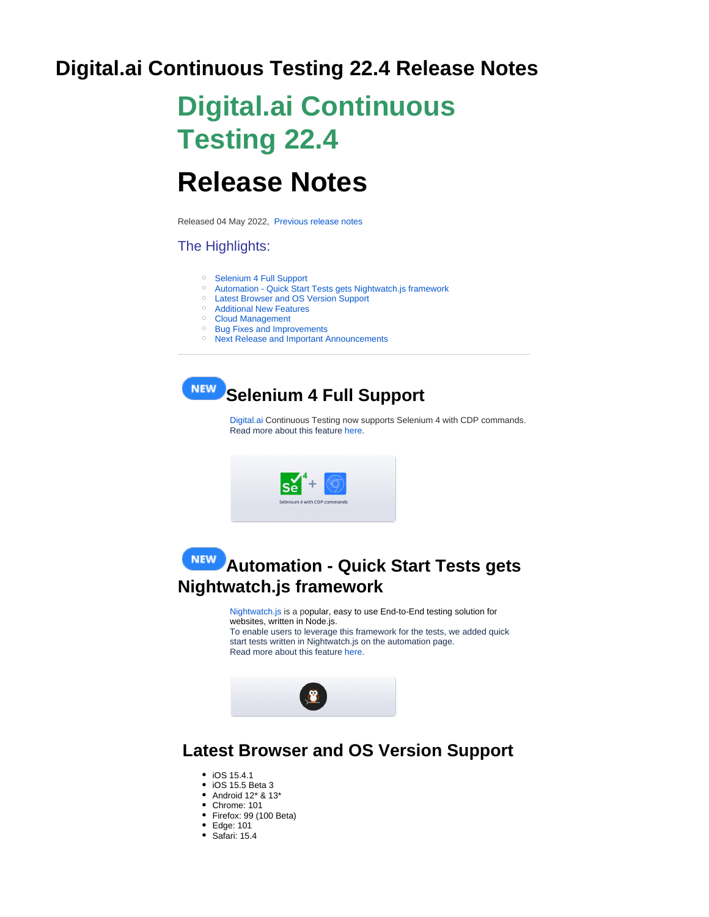# Digital.ai Continuous Testing 22.4 Release Notes

# Digital.ai Continuous Testing 22.4

# Release Notes

Released 04 May 2022, Previous release notes

## The Highlights:

- Selenium 4 Full Support
- Automation - Quick Start Tests gets Nightwatch.js framework
- Latest Browser and OS Version Support
- Additional New Features
- Cloud Management
- Bug Fixes and Improvements
- Next Release and Important Announcements

---

## NEW Selenium 4 Full Support

Digital.ai Continuous Testing now supports Selenium 4 with CDP commands.
Read more about this feature here.

Selenium 4 with CDP commands

## NEW Automation - Quick Start Tests gets Nightwatch.js framework

Nightwatch.js is a popular, easy to use End-to-End testing solution for websites, written in Node.js.
To enable users to leverage this framework for the tests, we added quick start tests written in Nightwatch.js on the automation page.
Read more about this feature here.

## Latest Browser and OS Version Support

- iOS 15.4.1
- iOS 15.5 Beta 3
- Android 12* & 13*
- Chrome: 101
- Firefox: 99 (100 Beta)
- Edge: 101
- Safari: 15.4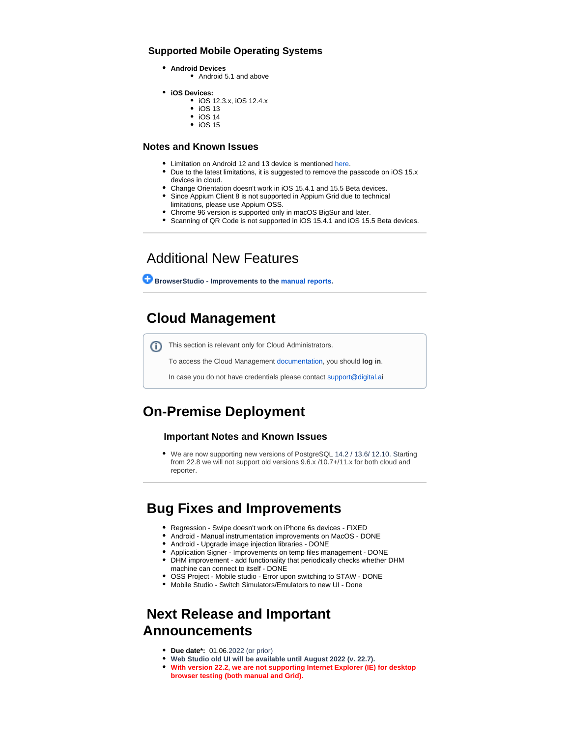### Supported Mobile Operating Systems

- **Android Devices**
  - Android 5.1 and above
- **iOS Devices:**
  - iOS 12.3.x, iOS 12.4.x
  - iOS 13
  - iOS 14
  - iOS 15

### Notes and Known Issues

- Limitation on Android 12 and 13 device is mentioned here.
- Due to the latest limitations, it is suggested to remove the passcode on iOS 15.x devices in cloud.
- Change Orientation doesn't work in iOS 15.4.1 and 15.5 Beta devices.
- Since Appium Client 8 is not supported in Appium Grid due to technical limitations, please use Appium OSS.
- Chrome 96 version is supported only in macOS BigSur and later.
- Scanning of QR Code is not supported in iOS 15.4.1 and iOS 15.5 Beta devices.

---

## Additional New Features

**BrowserStudio - Improvements to the manual reports.**

---

## Cloud Management

This section is relevant only for Cloud Administrators.

To access the Cloud Management documentation, you should **log in**.

In case you do not have credentials please contact support@digital.ai

## On-Premise Deployment

### Important Notes and Known Issues

- We are now supporting new versions of PostgreSQL 14.2 / 13.6/ 12.10. Starting from 22.8 we will not support old versions 9.6.x /10.7+/11.x for both cloud and reporter.

---

## Bug Fixes and Improvements

- Regression - Swipe doesn't work on iPhone 6s devices - FIXED
- Android - Manual instrumentation improvements on MacOS - DONE
- Android - Upgrade image injection libraries - DONE
- Application Signer - Improvements on temp files management - DONE
- DHM improvement - add functionality that periodically checks whether DHM machine can connect to itself - DONE
- OSS Project - Mobile studio - Error upon switching to STAW - DONE
- Mobile Studio - Switch Simulators/Emulators to new UI - Done

## Next Release and Important Announcements

- **Due date*:** 01.06.2022 (or prior)
- **Web Studio old UI will be available until August 2022 (v. 22.7).**
- **With version 22.2, we are not supporting Internet Explorer (IE) for desktop browser testing (both manual and Grid).**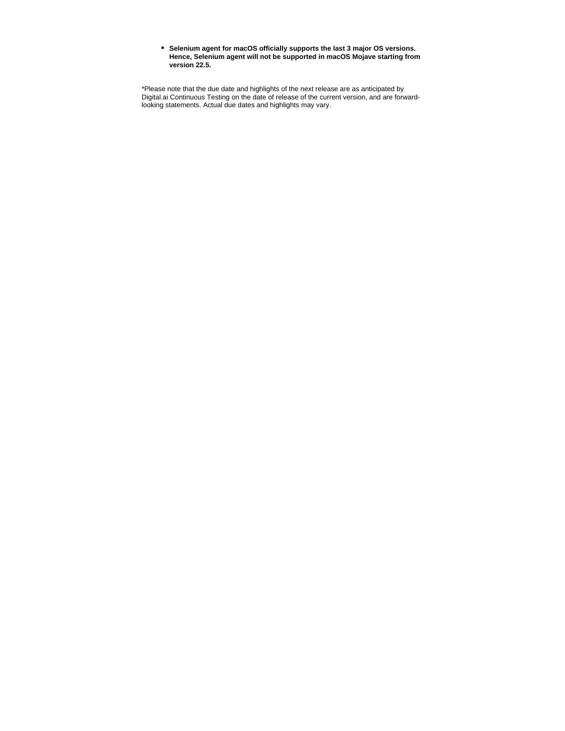- **Selenium agent for macOS officially supports the last 3 major OS versions. Hence, Selenium agent will not be supported in macOS Mojave starting from version 22.5.**

*Please note that the due date and highlights of the next release are as anticipated by Digital.ai Continuous Testing on the date of release of the current version, and are forward-looking statements. Actual due dates and highlights may vary.